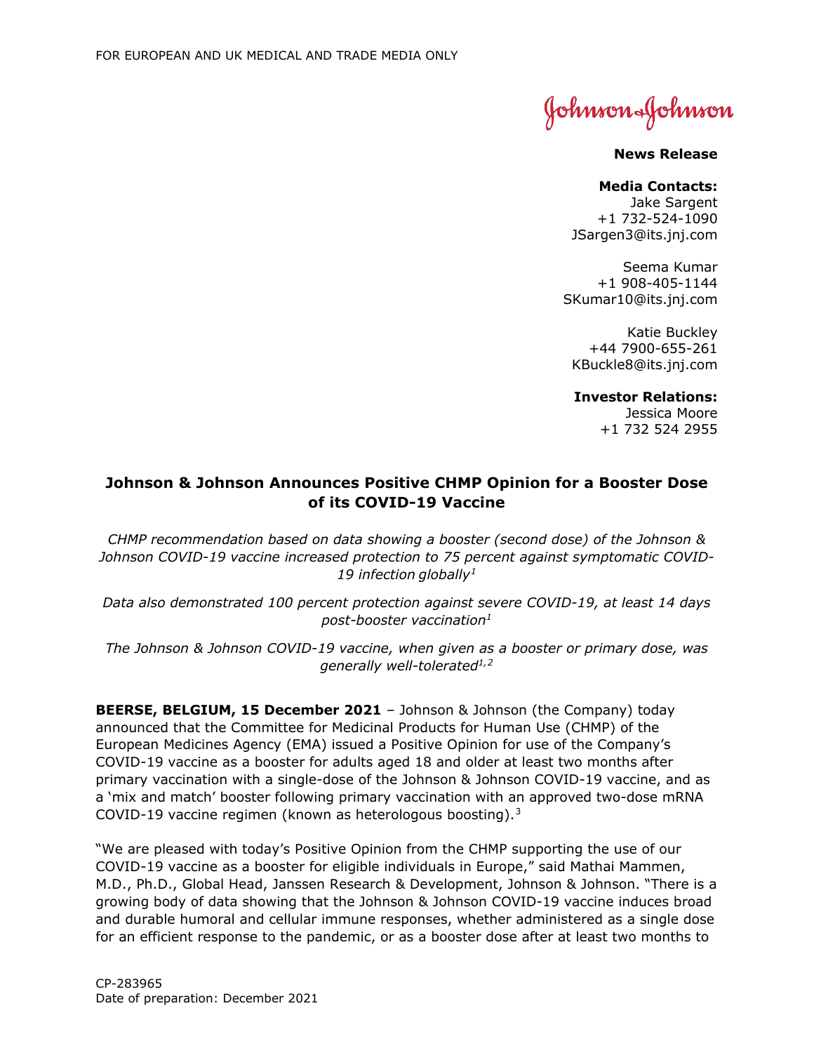FOR EUROPEAN AND UK MEDICAL AND TRADE MEDIA ONLY

Johnson & Johnson

**News Release**

**Media Contacts:**
Jake Sargent
+1 732-524-1090
JSargen3@its.jnj.com

Seema Kumar
+1 908-405-1144
SKumar10@its.jnj.com

Katie Buckley
+44 7900-655-261
KBuckle8@its.jnj.com

**Investor Relations:**
Jessica Moore
+1 732 524 2955

# Johnson & Johnson Announces Positive CHMP Opinion for a Booster Dose of its COVID-19 Vaccine

*CHMP recommendation based on data showing a booster (second dose) of the Johnson & Johnson COVID-19 vaccine increased protection to 75 percent against symptomatic COVID-19 infection globally*[1]

*Data also demonstrated 100 percent protection against severe COVID-19, at least 14 days post-booster vaccination*[1]

*The Johnson & Johnson COVID-19 vaccine, when given as a booster or primary dose, was generally well-tolerated*[1,2]

**BEERSE, BELGIUM, 15 December 2021** – Johnson & Johnson (the Company) today announced that the Committee for Medicinal Products for Human Use (CHMP) of the European Medicines Agency (EMA) issued a Positive Opinion for use of the Company's COVID-19 vaccine as a booster for adults aged 18 and older at least two months after primary vaccination with a single-dose of the Johnson & Johnson COVID-19 vaccine, and as a 'mix and match' booster following primary vaccination with an approved two-dose mRNA COVID-19 vaccine regimen (known as heterologous boosting).[3]

"We are pleased with today's Positive Opinion from the CHMP supporting the use of our COVID-19 vaccine as a booster for eligible individuals in Europe," said Mathai Mammen, M.D., Ph.D., Global Head, Janssen Research & Development, Johnson & Johnson. "There is a growing body of data showing that the Johnson & Johnson COVID-19 vaccine induces broad and durable humoral and cellular immune responses, whether administered as a single dose for an efficient response to the pandemic, or as a booster dose after at least two months to

CP-283965
Date of preparation: December 2021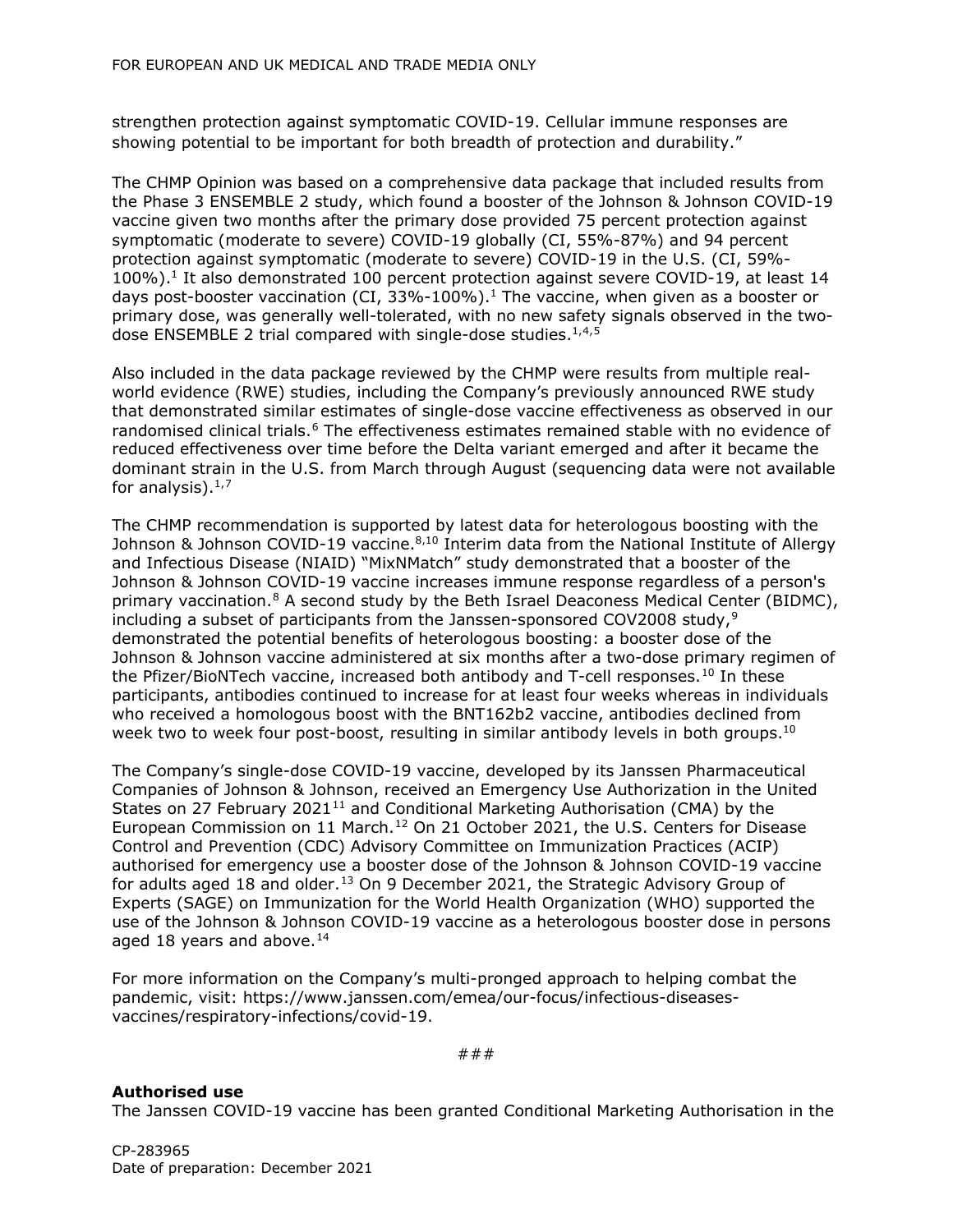strengthen protection against symptomatic COVID-19. Cellular immune responses are showing potential to be important for both breadth of protection and durability."

The CHMP Opinion was based on a comprehensive data package that included results from the Phase 3 ENSEMBLE 2 study, which found a booster of the Johnson & Johnson COVID-19 vaccine given two months after the primary dose provided 75 percent protection against symptomatic (moderate to severe) COVID-19 globally (CI, 55%-87%) and 94 percent protection against symptomatic (moderate to severe) COVID-19 in the U.S. (CI, 59%-100%).[1] It also demonstrated 100 percent protection against severe COVID-19, at least 14 days post-booster vaccination (CI, 33%-100%).[1] The vaccine, when given as a booster or primary dose, was generally well-tolerated, with no new safety signals observed in the two-dose ENSEMBLE 2 trial compared with single-dose studies.[1,4,5]

Also included in the data package reviewed by the CHMP were results from multiple real-world evidence (RWE) studies, including the Company's previously announced RWE study that demonstrated similar estimates of single-dose vaccine effectiveness as observed in our randomised clinical trials.[6] The effectiveness estimates remained stable with no evidence of reduced effectiveness over time before the Delta variant emerged and after it became the dominant strain in the U.S. from March through August (sequencing data were not available for analysis).[1,7]

The CHMP recommendation is supported by latest data for heterologous boosting with the Johnson & Johnson COVID-19 vaccine.[8,10] Interim data from the National Institute of Allergy and Infectious Disease (NIAID) "MixNMatch" study demonstrated that a booster of the Johnson & Johnson COVID-19 vaccine increases immune response regardless of a person's primary vaccination.[8] A second study by the Beth Israel Deaconess Medical Center (BIDMC), including a subset of participants from the Janssen-sponsored COV2008 study,[9] demonstrated the potential benefits of heterologous boosting: a booster dose of the Johnson & Johnson vaccine administered at six months after a two-dose primary regimen of the Pfizer/BioNTech vaccine, increased both antibody and T-cell responses.[10] In these participants, antibodies continued to increase for at least four weeks whereas in individuals who received a homologous boost with the BNT162b2 vaccine, antibodies declined from week two to week four post-boost, resulting in similar antibody levels in both groups.[10]

The Company's single-dose COVID-19 vaccine, developed by its Janssen Pharmaceutical Companies of Johnson & Johnson, received an Emergency Use Authorization in the United States on 27 February 2021[11] and Conditional Marketing Authorisation (CMA) by the European Commission on 11 March.[12] On 21 October 2021, the U.S. Centers for Disease Control and Prevention (CDC) Advisory Committee on Immunization Practices (ACIP) authorised for emergency use a booster dose of the Johnson & Johnson COVID-19 vaccine for adults aged 18 and older.[13] On 9 December 2021, the Strategic Advisory Group of Experts (SAGE) on Immunization for the World Health Organization (WHO) supported the use of the Johnson & Johnson COVID-19 vaccine as a heterologous booster dose in persons aged 18 years and above.[14]

For more information on the Company's multi-pronged approach to helping combat the pandemic, visit: https://www.janssen.com/emea/our-focus/infectious-diseases-vaccines/respiratory-infections/covid-19.

###

**Authorised use**

The Janssen COVID-19 vaccine has been granted Conditional Marketing Authorisation in the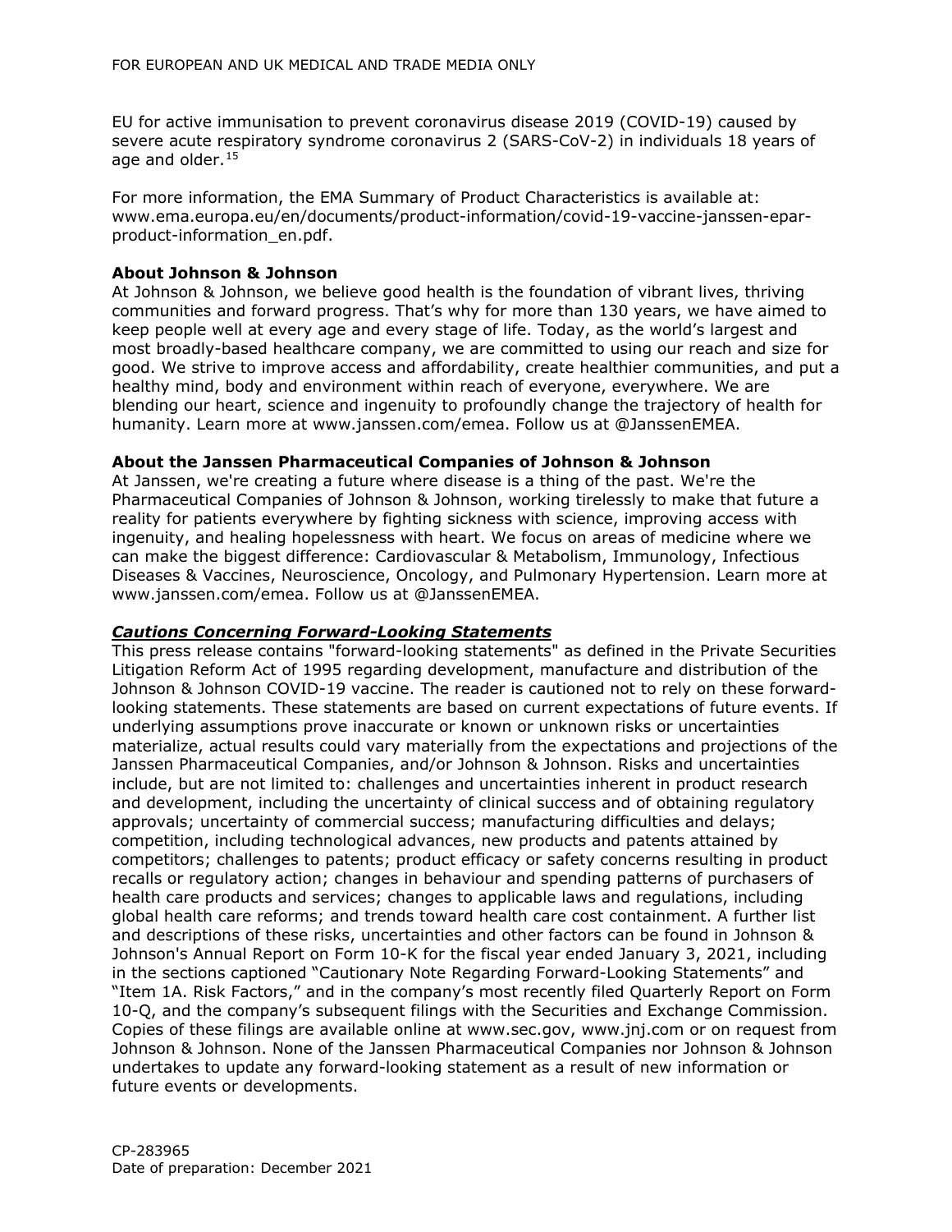EU for active immunisation to prevent coronavirus disease 2019 (COVID-19) caused by severe acute respiratory syndrome coronavirus 2 (SARS-CoV-2) in individuals 18 years of age and older.[15]

For more information, the EMA Summary of Product Characteristics is available at: www.ema.europa.eu/en/documents/product-information/covid-19-vaccine-janssen-epar-product-information_en.pdf.

**About Johnson & Johnson**
At Johnson & Johnson, we believe good health is the foundation of vibrant lives, thriving communities and forward progress. That's why for more than 130 years, we have aimed to keep people well at every age and every stage of life. Today, as the world's largest and most broadly-based healthcare company, we are committed to using our reach and size for good. We strive to improve access and affordability, create healthier communities, and put a healthy mind, body and environment within reach of everyone, everywhere. We are blending our heart, science and ingenuity to profoundly change the trajectory of health for humanity. Learn more at www.janssen.com/emea. Follow us at @JanssenEMEA.

**About the Janssen Pharmaceutical Companies of Johnson & Johnson**
At Janssen, we're creating a future where disease is a thing of the past. We're the Pharmaceutical Companies of Johnson & Johnson, working tirelessly to make that future a reality for patients everywhere by fighting sickness with science, improving access with ingenuity, and healing hopelessness with heart. We focus on areas of medicine where we can make the biggest difference: Cardiovascular & Metabolism, Immunology, Infectious Diseases & Vaccines, Neuroscience, Oncology, and Pulmonary Hypertension. Learn more at www.janssen.com/emea. Follow us at @JanssenEMEA.

***Cautions Concerning Forward-Looking Statements***
This press release contains "forward-looking statements" as defined in the Private Securities Litigation Reform Act of 1995 regarding development, manufacture and distribution of the Johnson & Johnson COVID-19 vaccine. The reader is cautioned not to rely on these forward-looking statements. These statements are based on current expectations of future events. If underlying assumptions prove inaccurate or known or unknown risks or uncertainties materialize, actual results could vary materially from the expectations and projections of the Janssen Pharmaceutical Companies, and/or Johnson & Johnson. Risks and uncertainties include, but are not limited to: challenges and uncertainties inherent in product research and development, including the uncertainty of clinical success and of obtaining regulatory approvals; uncertainty of commercial success; manufacturing difficulties and delays; competition, including technological advances, new products and patents attained by competitors; challenges to patents; product efficacy or safety concerns resulting in product recalls or regulatory action; changes in behaviour and spending patterns of purchasers of health care products and services; changes to applicable laws and regulations, including global health care reforms; and trends toward health care cost containment. A further list and descriptions of these risks, uncertainties and other factors can be found in Johnson & Johnson's Annual Report on Form 10-K for the fiscal year ended January 3, 2021, including in the sections captioned "Cautionary Note Regarding Forward-Looking Statements" and "Item 1A. Risk Factors," and in the company's most recently filed Quarterly Report on Form 10-Q, and the company's subsequent filings with the Securities and Exchange Commission. Copies of these filings are available online at www.sec.gov, www.jnj.com or on request from Johnson & Johnson. None of the Janssen Pharmaceutical Companies nor Johnson & Johnson undertakes to update any forward-looking statement as a result of new information or future events or developments.

CP-283965
Date of preparation: December 2021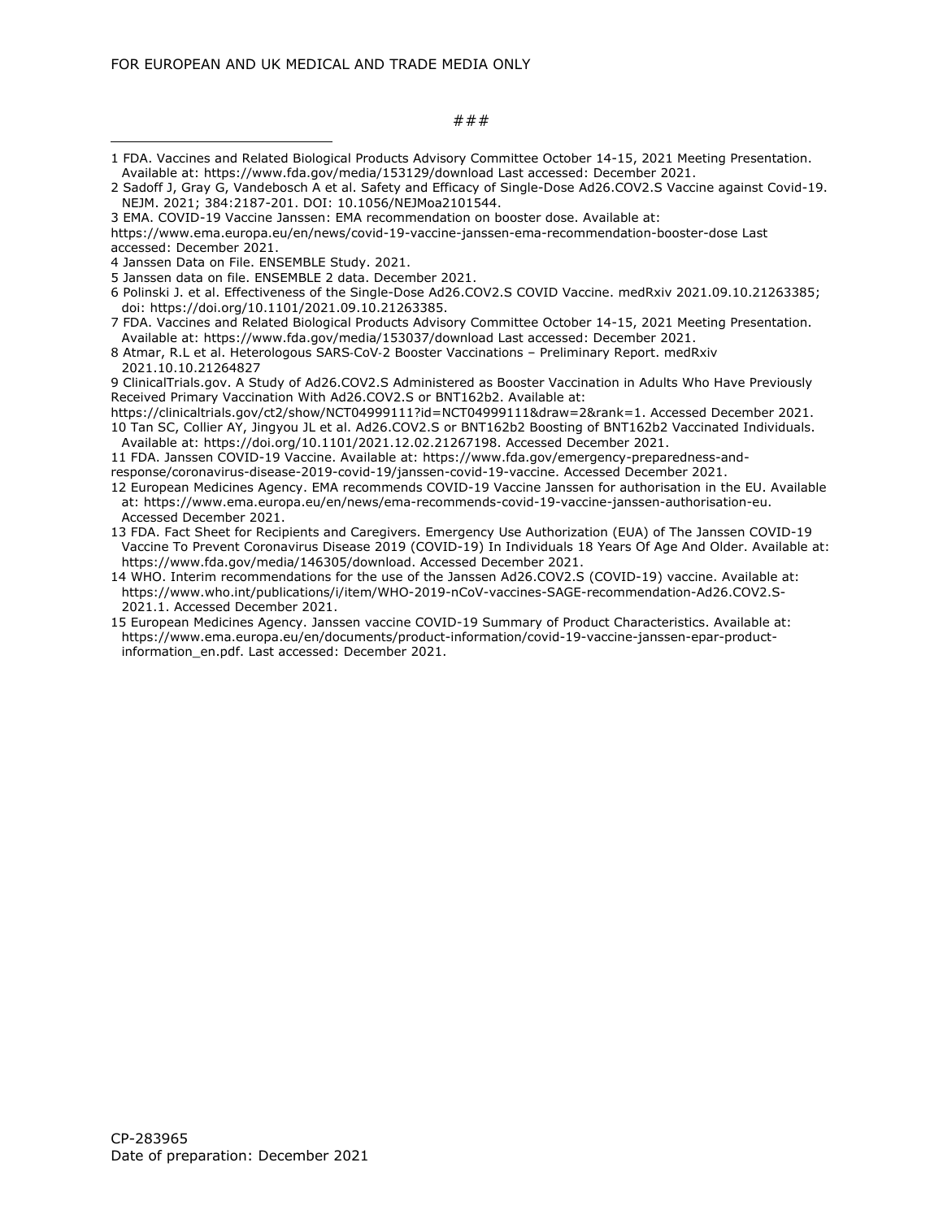FOR EUROPEAN AND UK MEDICAL AND TRADE MEDIA ONLY

###

1 FDA. Vaccines and Related Biological Products Advisory Committee October 14-15, 2021 Meeting Presentation. Available at: https://www.fda.gov/media/153129/download Last accessed: December 2021.

2 Sadoff J, Gray G, Vandebosch A et al. Safety and Efficacy of Single-Dose Ad26.COV2.S Vaccine against Covid-19. NEJM. 2021; 384:2187-201. DOI: 10.1056/NEJMoa2101544.

3 EMA. COVID-19 Vaccine Janssen: EMA recommendation on booster dose. Available at: https://www.ema.europa.eu/en/news/covid-19-vaccine-janssen-ema-recommendation-booster-dose Last accessed: December 2021.

4 Janssen Data on File. ENSEMBLE Study. 2021.

5 Janssen data on file. ENSEMBLE 2 data. December 2021.

6 Polinski J. et al. Effectiveness of the Single-Dose Ad26.COV2.S COVID Vaccine. medRxiv 2021.09.10.21263385; doi: https://doi.org/10.1101/2021.09.10.21263385.

7 FDA. Vaccines and Related Biological Products Advisory Committee October 14-15, 2021 Meeting Presentation. Available at: https://www.fda.gov/media/153037/download Last accessed: December 2021.

8 Atmar, R.L et al. Heterologous SARS-CoV-2 Booster Vaccinations – Preliminary Report. medRxiv 2021.10.10.21264827

9 ClinicalTrials.gov. A Study of Ad26.COV2.S Administered as Booster Vaccination in Adults Who Have Previously Received Primary Vaccination With Ad26.COV2.S or BNT162b2. Available at: https://clinicaltrials.gov/ct2/show/NCT04999111?id=NCT04999111&draw=2&rank=1. Accessed December 2021.

10 Tan SC, Collier AY, Jingyou JL et al. Ad26.COV2.S or BNT162b2 Boosting of BNT162b2 Vaccinated Individuals. Available at: https://doi.org/10.1101/2021.12.02.21267198. Accessed December 2021.

11 FDA. Janssen COVID-19 Vaccine. Available at: https://www.fda.gov/emergency-preparedness-and-response/coronavirus-disease-2019-covid-19/janssen-covid-19-vaccine. Accessed December 2021.

12 European Medicines Agency. EMA recommends COVID-19 Vaccine Janssen for authorisation in the EU. Available at: https://www.ema.europa.eu/en/news/ema-recommends-covid-19-vaccine-janssen-authorisation-eu. Accessed December 2021.

13 FDA. Fact Sheet for Recipients and Caregivers. Emergency Use Authorization (EUA) of The Janssen COVID-19 Vaccine To Prevent Coronavirus Disease 2019 (COVID-19) In Individuals 18 Years Of Age And Older. Available at: https://www.fda.gov/media/146305/download. Accessed December 2021.

14 WHO. Interim recommendations for the use of the Janssen Ad26.COV2.S (COVID-19) vaccine. Available at: https://www.who.int/publications/i/item/WHO-2019-nCoV-vaccines-SAGE-recommendation-Ad26.COV2.S-2021.1. Accessed December 2021.

15 European Medicines Agency. Janssen vaccine COVID-19 Summary of Product Characteristics. Available at: https://www.ema.europa.eu/en/documents/product-information/covid-19-vaccine-janssen-epar-product-information_en.pdf. Last accessed: December 2021.

CP-283965
Date of preparation: December 2021